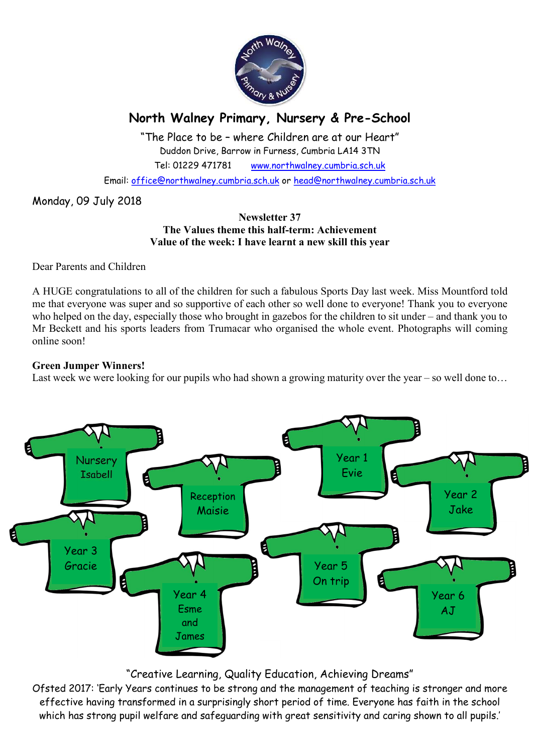# North Walney Primary, Nursery & Pre-School

"The Place to be – where Children are at our Heart"
Duddon Drive, Barrow in Furness, Cumbria LA14 3TN
Tel: 01229 471781 www.northwalney.cumbria.sch.uk
Email: office@northwalney.cumbria.sch.uk or head@northwalney.cumbria.sch.uk

Monday, 09 July 2018

**Newsletter 37**
**The Values theme this half-term: Achievement**
**Value of the week: I have learnt a new skill this year**

Dear Parents and Children

A HUGE congratulations to all of the children for such a fabulous Sports Day last week. Miss Mountford told me that everyone was super and so supportive of each other so well done to everyone! Thank you to everyone who helped on the day, especially those who brought in gazebos for the children to sit under – and thank you to Mr Beckett and his sports leaders from Trumacar who organised the whole event. Photographs will coming online soon!

**Green Jumper Winners!**
Last week we were looking for our pupils who had shown a growing maturity over the year – so well done to…

- Nursery Isabell
- Reception Maisie
- Year 1 Evie
- Year 2 Jake
- Year 3 Gracie
- Year 4 Esme and James
- Year 5 On trip
- Year 6 AJ

"Creative Learning, Quality Education, Achieving Dreams"
Ofsted 2017: 'Early Years continues to be strong and the management of teaching is stronger and more effective having transformed in a surprisingly short period of time. Everyone has faith in the school which has strong pupil welfare and safeguarding with great sensitivity and caring shown to all pupils.'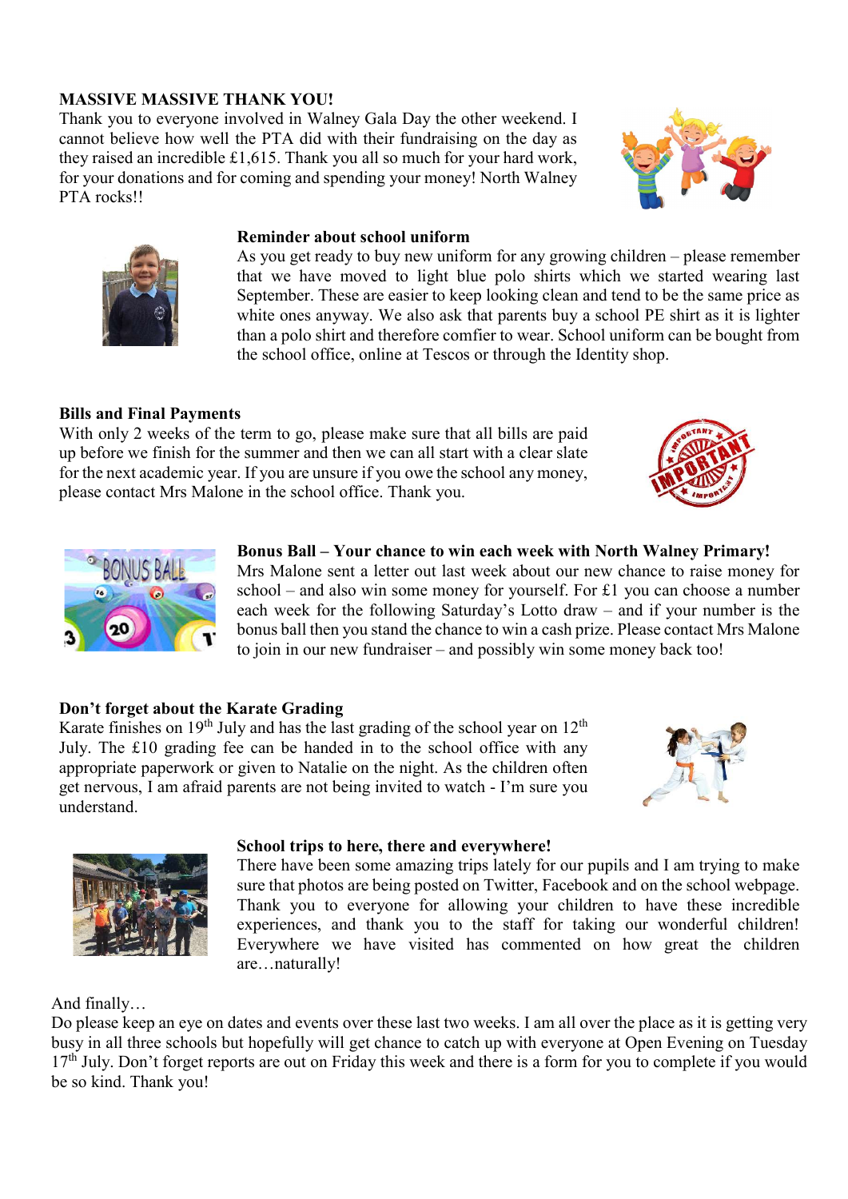**MASSIVE MASSIVE THANK YOU!**

Thank you to everyone involved in Walney Gala Day the other weekend. I cannot believe how well the PTA did with their fundraising on the day as they raised an incredible £1,615. Thank you all so much for your hard work, for your donations and for coming and spending your money! North Walney PTA rocks!!

**Reminder about school uniform**

As you get ready to buy new uniform for any growing children – please remember that we have moved to light blue polo shirts which we started wearing last September. These are easier to keep looking clean and tend to be the same price as white ones anyway. We also ask that parents buy a school PE shirt as it is lighter than a polo shirt and therefore comfier to wear. School uniform can be bought from the school office, online at Tescos or through the Identity shop.

**Bills and Final Payments**

With only 2 weeks of the term to go, please make sure that all bills are paid up before we finish for the summer and then we can all start with a clear slate for the next academic year. If you are unsure if you owe the school any money, please contact Mrs Malone in the school office. Thank you.

**Bonus Ball – Your chance to win each week with North Walney Primary!**

Mrs Malone sent a letter out last week about our new chance to raise money for school – and also win some money for yourself. For £1 you can choose a number each week for the following Saturday's Lotto draw – and if your number is the bonus ball then you stand the chance to win a cash prize. Please contact Mrs Malone to join in our new fundraiser – and possibly win some money back too!

**Don't forget about the Karate Grading**

Karate finishes on 19th July and has the last grading of the school year on 12th July. The £10 grading fee can be handed in to the school office with any appropriate paperwork or given to Natalie on the night. As the children often get nervous, I am afraid parents are not being invited to watch - I'm sure you understand.

**School trips to here, there and everywhere!**

There have been some amazing trips lately for our pupils and I am trying to make sure that photos are being posted on Twitter, Facebook and on the school webpage. Thank you to everyone for allowing your children to have these incredible experiences, and thank you to the staff for taking our wonderful children! Everywhere we have visited has commented on how great the children are…naturally!

And finally…

Do please keep an eye on dates and events over these last two weeks. I am all over the place as it is getting very busy in all three schools but hopefully will get chance to catch up with everyone at Open Evening on Tuesday 17th July. Don't forget reports are out on Friday this week and there is a form for you to complete if you would be so kind. Thank you!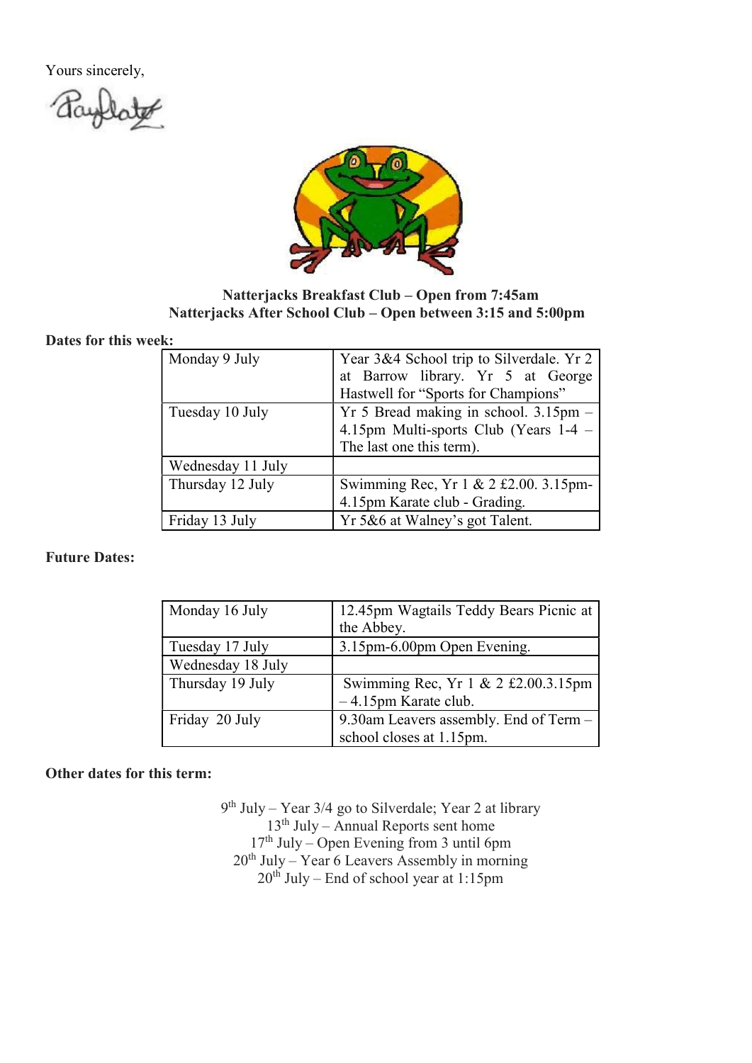Yours sincerely,

**Natterjacks Breakfast Club – Open from 7:45am**
**Natterjacks After School Club – Open between 3:15 and 5:00pm**

**Dates for this week:**

| | |
|---|---|
| Monday 9 July | Year 3&4 School trip to Silverdale. Yr 2 at Barrow library. Yr 5 at George Hastwell for "Sports for Champions" |
| Tuesday 10 July | Yr 5 Bread making in school. 3.15pm – 4.15pm Multi-sports Club (Years 1-4 – The last one this term). |
| Wednesday 11 July | |
| Thursday 12 July | Swimming Rec, Yr 1 & 2 £2.00. 3.15pm-4.15pm Karate club - Grading. |
| Friday 13 July | Yr 5&6 at Walney's got Talent. |

**Future Dates:**

| | |
|---|---|
| Monday 16 July | 12.45pm Wagtails Teddy Bears Picnic at the Abbey. |
| Tuesday 17 July | 3.15pm-6.00pm Open Evening. |
| Wednesday 18 July | |
| Thursday 19 July | Swimming Rec, Yr 1 & 2 £2.00.3.15pm – 4.15pm Karate club. |
| Friday 20 July | 9.30am Leavers assembly. End of Term – school closes at 1.15pm. |

**Other dates for this term:**

9th July – Year 3/4 go to Silverdale; Year 2 at library
13th July – Annual Reports sent home
17th July – Open Evening from 3 until 6pm
20th July – Year 6 Leavers Assembly in morning
20th July – End of school year at 1:15pm